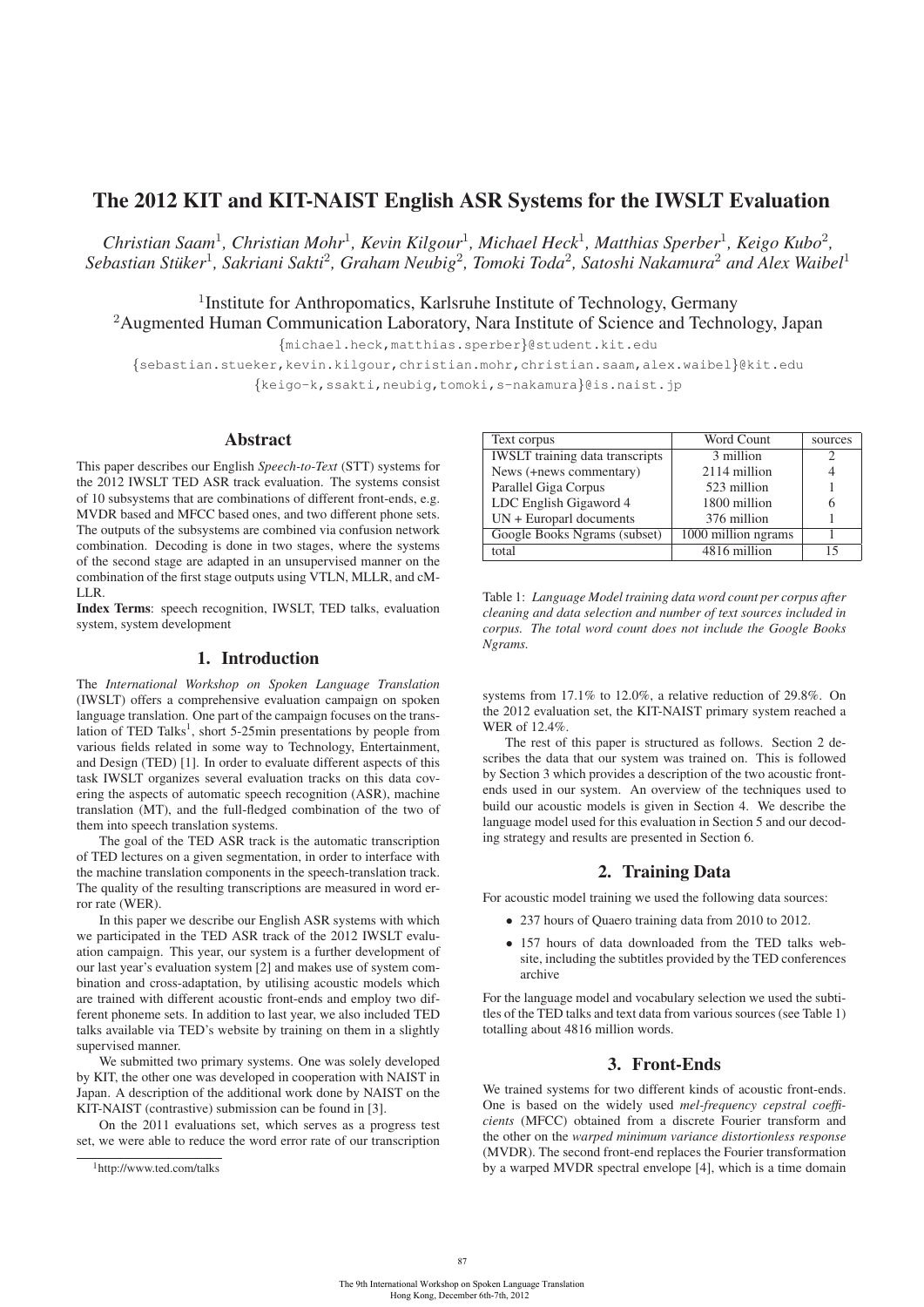# The 2012 KIT and KIT-NAIST English ASR Systems for the IWSLT Evaluation

*Christian Saam*[1], *Christian Mohr*[1], *Kevin Kilgour*[1], *Michael Heck*[1], *Matthias Sperber*[1], *Keigo Kubo*[2], *Sebastian Stüker*[1], *Sakriani Sakti*[2], *Graham Neubig*[2], *Tomoki Toda*[2], *Satoshi Nakamura*[2] *and Alex Waibel*[1]

[1]Institute for Anthropomatics, Karlsruhe Institute of Technology, Germany
[2]Augmented Human Communication Laboratory, Nara Institute of Science and Technology, Japan

{michael.heck,matthias.sperber}@student.kit.edu
{sebastian.stueker,kevin.kilgour,christian.mohr,christian.saam,alex.waibel}@kit.edu
{keigo-k,ssakti,neubig,tomoki,s-nakamura}@is.naist.jp

## Abstract

This paper describes our English *Speech-to-Text* (STT) systems for the 2012 IWSLT TED ASR track evaluation. The systems consist of 10 subsystems that are combinations of different front-ends, e.g. MVDR based and MFCC based ones, and two different phone sets. The outputs of the subsystems are combined via confusion network combination. Decoding is done in two stages, where the systems of the second stage are adapted in an unsupervised manner on the combination of the first stage outputs using VTLN, MLLR, and cM-LLR.

**Index Terms**: speech recognition, IWSLT, TED talks, evaluation system, system development

## 1. Introduction

The *International Workshop on Spoken Language Translation* (IWSLT) offers a comprehensive evaluation campaign on spoken language translation. One part of the campaign focuses on the translation of TED Talks[1], short 5-25min presentations by people from various fields related in some way to Technology, Entertainment, and Design (TED) [1]. In order to evaluate different aspects of this task IWSLT organizes several evaluation tracks on this data covering the aspects of automatic speech recognition (ASR), machine translation (MT), and the full-fledged combination of the two of them into speech translation systems.

The goal of the TED ASR track is the automatic transcription of TED lectures on a given segmentation, in order to interface with the machine translation components in the speech-translation track. The quality of the resulting transcriptions are measured in word error rate (WER).

In this paper we describe our English ASR systems with which we participated in the TED ASR track of the 2012 IWSLT evaluation campaign. This year, our system is a further development of our last year's evaluation system [2] and makes use of system combination and cross-adaptation, by utilising acoustic models which are trained with different acoustic front-ends and employ two different phoneme sets. In addition to last year, we also included TED talks available via TED's website by training on them in a slightly supervised manner.

We submitted two primary systems. One was solely developed by KIT, the other one was developed in cooperation with NAIST in Japan. A description of the additional work done by NAIST on the KIT-NAIST (contrastive) submission can be found in [3].

On the 2011 evaluations set, which serves as a progress test set, we were able to reduce the word error rate of our transcription systems from 17.1% to 12.0%, a relative reduction of 29.8%. On the 2012 evaluation set, the KIT-NAIST primary system reached a WER of 12.4%.

The rest of this paper is structured as follows. Section 2 describes the data that our system was trained on. This is followed by Section 3 which provides a description of the two acoustic front-ends used in our system. An overview of the techniques used to build our acoustic models is given in Section 4. We describe the language model used for this evaluation in Section 5 and our decoding strategy and results are presented in Section 6.

[1]http://www.ted.com/talks

| Text corpus | Word Count | sources |
|---|---|---|
| IWSLT training data transcripts | 3 million | 2 |
| News (+news commentary) | 2114 million | 4 |
| Parallel Giga Corpus | 523 million | 1 |
| LDC English Gigaword 4 | 1800 million | 6 |
| UN + Europarl documents | 376 million | 1 |
| Google Books Ngrams (subset) | 1000 million ngrams | 1 |
| total | 4816 million | 15 |

Table 1: *Language Model training data word count per corpus after cleaning and data selection and number of text sources included in corpus. The total word count does not include the Google Books Ngrams.*

## 2. Training Data

For acoustic model training we used the following data sources:

- 237 hours of Quaero training data from 2010 to 2012.
- 157 hours of data downloaded from the TED talks website, including the subtitles provided by the TED conferences archive

For the language model and vocabulary selection we used the subtitles of the TED talks and text data from various sources (see Table 1) totalling about 4816 million words.

## 3. Front-Ends

We trained systems for two different kinds of acoustic front-ends. One is based on the widely used *mel-frequency cepstral coefficients* (MFCC) obtained from a discrete Fourier transform and the other on the *warped minimum variance distortionless response* (MVDR). The second front-end replaces the Fourier transformation by a warped MVDR spectral envelope [4], which is a time domain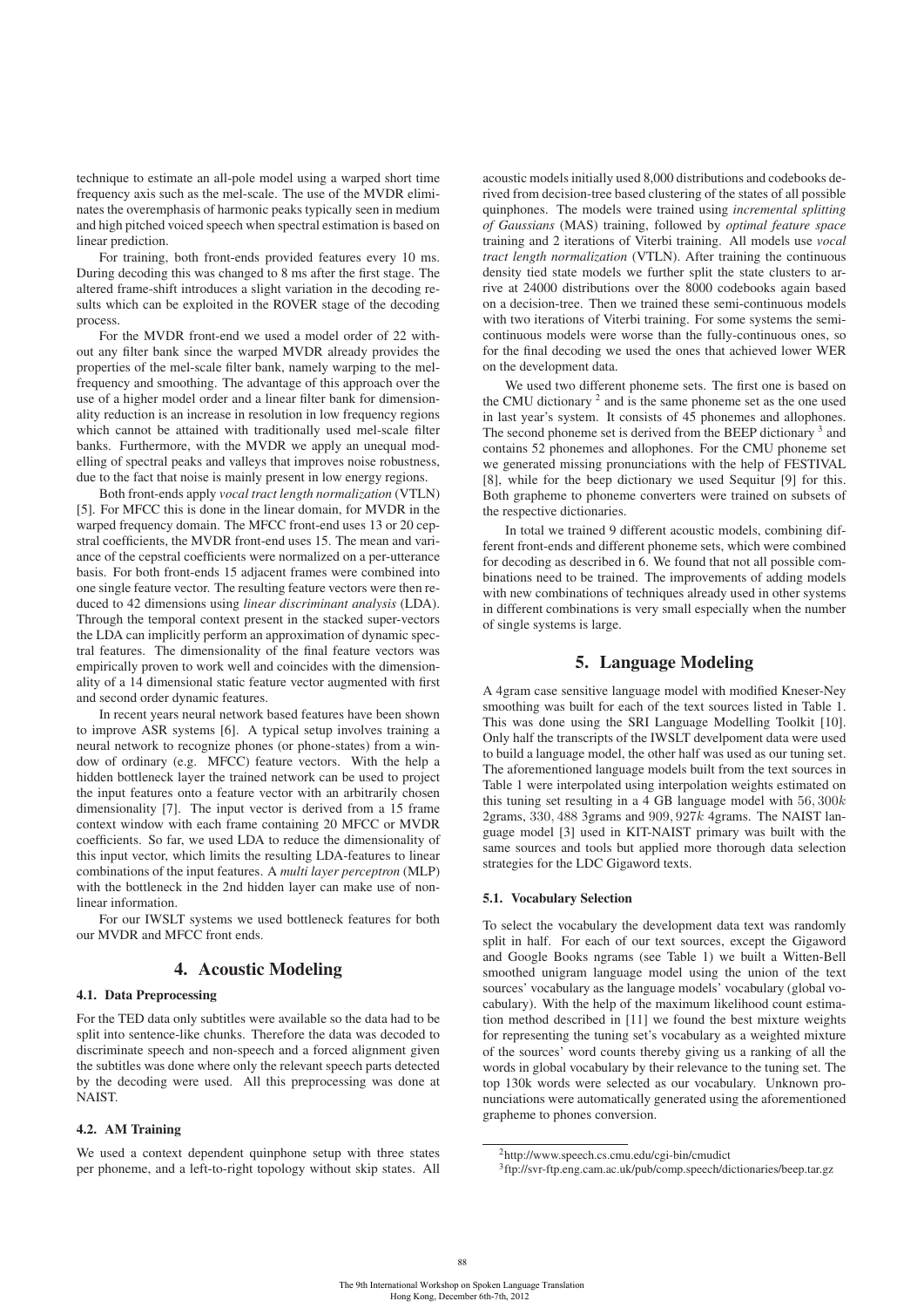technique to estimate an all-pole model using a warped short time frequency axis such as the mel-scale. The use of the MVDR eliminates the overemphasis of harmonic peaks typically seen in medium and high pitched voiced speech when spectral estimation is based on linear prediction.

For training, both front-ends provided features every 10 ms. During decoding this was changed to 8 ms after the first stage. The altered frame-shift introduces a slight variation in the decoding results which can be exploited in the ROVER stage of the decoding process.

For the MVDR front-end we used a model order of 22 without any filter bank since the warped MVDR already provides the properties of the mel-scale filter bank, namely warping to the mel-frequency and smoothing. The advantage of this approach over the use of a higher model order and a linear filter bank for dimensionality reduction is an increase in resolution in low frequency regions which cannot be attained with traditionally used mel-scale filter banks. Furthermore, with the MVDR we apply an unequal modelling of spectral peaks and valleys that improves noise robustness, due to the fact that noise is mainly present in low energy regions.

Both front-ends apply *vocal tract length normalization* (VTLN) [5]. For MFCC this is done in the linear domain, for MVDR in the warped frequency domain. The MFCC front-end uses 13 or 20 cepstral coefficients, the MVDR front-end uses 15. The mean and variance of the cepstral coefficients were normalized on a per-utterance basis. For both front-ends 15 adjacent frames were combined into one single feature vector. The resulting feature vectors were then reduced to 42 dimensions using *linear discriminant analysis* (LDA). Through the temporal context present in the stacked super-vectors the LDA can implicitly perform an approximation of dynamic spectral features. The dimensionality of the final feature vectors was empirically proven to work well and coincides with the dimensionality of a 14 dimensional static feature vector augmented with first and second order dynamic features.

In recent years neural network based features have been shown to improve ASR systems [6]. A typical setup involves training a neural network to recognize phones (or phone-states) from a window of ordinary (e.g. MFCC) feature vectors. With the help a hidden bottleneck layer the trained network can be used to project the input features onto a feature vector with an arbitrarily chosen dimensionality [7]. The input vector is derived from a 15 frame context window with each frame containing 20 MFCC or MVDR coefficients. So far, we used LDA to reduce the dimensionality of this input vector, which limits the resulting LDA-features to linear combinations of the input features. A *multi layer perceptron* (MLP) with the bottleneck in the 2nd hidden layer can make use of non-linear information.

For our IWSLT systems we used bottleneck features for both our MVDR and MFCC front ends.

## 4. Acoustic Modeling

### 4.1. Data Preprocessing

For the TED data only subtitles were available so the data had to be split into sentence-like chunks. Therefore the data was decoded to discriminate speech and non-speech and a forced alignment given the subtitles was done where only the relevant speech parts detected by the decoding were used. All this preprocessing was done at NAIST.

### 4.2. AM Training

We used a context dependent quinphone setup with three states per phoneme, and a left-to-right topology without skip states. All acoustic models initially used 8,000 distributions and codebooks derived from decision-tree based clustering of the states of all possible quinphones. The models were trained using *incremental splitting of Gaussians* (MAS) training, followed by *optimal feature space* training and 2 iterations of Viterbi training. All models use *vocal tract length normalization* (VTLN). After training the continuous density tied state models we further split the state clusters to arrive at 24000 distributions over the 8000 codebooks again based on a decision-tree. Then we trained these semi-continuous models with two iterations of Viterbi training. For some systems the semi-continuous models were worse than the fully-continuous ones, so for the final decoding we used the ones that achieved lower WER on the development data.

We used two different phoneme sets. The first one is based on the CMU dictionary [2] and is the same phoneme set as the one used in last year's system. It consists of 45 phonemes and allophones. The second phoneme set is derived from the BEEP dictionary [3] and contains 52 phonemes and allophones. For the CMU phoneme set we generated missing pronunciations with the help of FESTIVAL [8], while for the beep dictionary we used Sequitur [9] for this. Both grapheme to phoneme converters were trained on subsets of the respective dictionaries.

In total we trained 9 different acoustic models, combining different front-ends and different phoneme sets, which were combined for decoding as described in 6. We found that not all possible combinations need to be trained. The improvements of adding models with new combinations of techniques already used in other systems in different combinations is very small especially when the number of single systems is large.

## 5. Language Modeling

A 4gram case sensitive language model with modified Kneser-Ney smoothing was built for each of the text sources listed in Table 1. This was done using the SRI Language Modelling Toolkit [10]. Only half the transcripts of the IWSLT develpoment data were used to build a language model, the other half was used as our tuning set. The aforementioned language models built from the text sources in Table 1 were interpolated using interpolation weights estimated on this tuning set resulting in a 4 GB language model with $56,300k$ 2grams, $330,488$ 3grams and $909,927k$ 4grams. The NAIST language model [3] used in KIT-NAIST primary was built with the same sources and tools but applied more thorough data selection strategies for the LDC Gigaword texts.

### 5.1. Vocabulary Selection

To select the vocabulary the development data text was randomly split in half. For each of our text sources, except the Gigaword and Google Books ngrams (see Table 1) we built a Witten-Bell smoothed unigram language model using the union of the text sources' vocabulary as the language models' vocabulary (global vocabulary). With the help of the maximum likelihood count estimation method described in [11] we found the best mixture weights for representing the tuning set's vocabulary as a weighted mixture of the sources' word counts thereby giving us a ranking of all the words in global vocabulary by their relevance to the tuning set. The top 130k words were selected as our vocabulary. Unknown pronunciations were automatically generated using the aforementioned grapheme to phones conversion.

[2] http://www.speech.cs.cmu.edu/cgi-bin/cmudict

[3] ftp://svr-ftp.eng.cam.ac.uk/pub/comp.speech/dictionaries/beep.tar.gz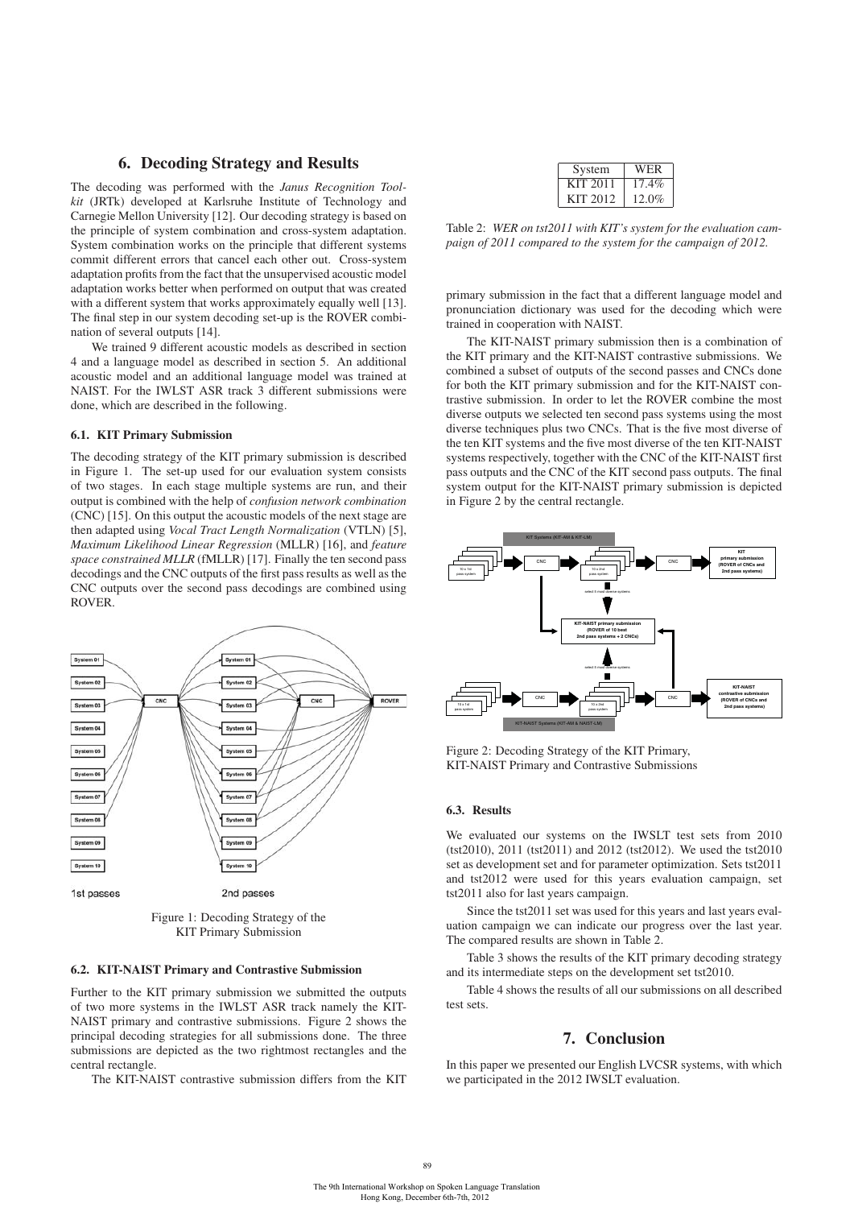## 6. Decoding Strategy and Results

The decoding was performed with the *Janus Recognition Toolkit* (JRTk) developed at Karlsruhe Institute of Technology and Carnegie Mellon University [12]. Our decoding strategy is based on the principle of system combination and cross-system adaptation. System combination works on the principle that different systems commit different errors that cancel each other out. Cross-system adaptation profits from the fact that the unsupervised acoustic model adaptation works better when performed on output that was created with a different system that works approximately equally well [13]. The final step in our system decoding set-up is the ROVER combination of several outputs [14].

We trained 9 different acoustic models as described in section 4 and a language model as described in section 5. An additional acoustic model and an additional language model was trained at NAIST. For the IWLST ASR track 3 different submissions were done, which are described in the following.

### 6.1. KIT Primary Submission

The decoding strategy of the KIT primary submission is described in Figure 1. The set-up used for our evaluation system consists of two stages. In each stage multiple systems are run, and their output is combined with the help of *confusion network combination* (CNC) [15]. On this output the acoustic models of the next stage are then adapted using *Vocal Tract Length Normalization* (VTLN) [5], *Maximum Likelihood Linear Regression* (MLLR) [16], and *feature space constrained MLLR* (fMLLR) [17]. Finally the ten second pass decodings and the CNC outputs of the first pass results as well as the CNC outputs over the second pass decodings are combined using ROVER.

Figure 1: Decoding Strategy of the KIT Primary Submission

### 6.2. KIT-NAIST Primary and Contrastive Submission

Further to the KIT primary submission we submitted the outputs of two more systems in the IWLST ASR track namely the KIT-NAIST primary and contrastive submissions. Figure 2 shows the principal decoding strategies for all submissions done. The three submissions are depicted as the two rightmost rectangles and the central rectangle.

The KIT-NAIST contrastive submission differs from the KIT primary submission in the fact that a different language model and pronunciation dictionary was used for the decoding which were trained in cooperation with NAIST.

The KIT-NAIST primary submission then is a combination of the KIT primary and the KIT-NAIST contrastive submissions. We combined a subset of outputs of the second passes and CNCs done for both the KIT primary submission and for the KIT-NAIST contrastive submission. In order to let the ROVER combine the most diverse outputs we selected ten second pass systems using the most diverse techniques plus two CNCs. That is the five most diverse of the ten KIT systems and the five most diverse of the ten KIT-NAIST systems respectively, together with the CNC of the KIT-NAIST first pass outputs and the CNC of the KIT second pass outputs. The final system output for the KIT-NAIST primary submission is depicted in Figure 2 by the central rectangle.

| System | WER |
|---|---|
| KIT 2011 | 17.4% |
| KIT 2012 | 12.0% |

Table 2: *WER on tst2011 with KIT's system for the evaluation campaign of 2011 compared to the system for the campaign of 2012.*

Figure 2: Decoding Strategy of the KIT Primary, KIT-NAIST Primary and Contrastive Submissions

### 6.3. Results

We evaluated our systems on the IWSLT test sets from 2010 (tst2010), 2011 (tst2011) and 2012 (tst2012). We used the tst2010 set as development set and for parameter optimization. Sets tst2011 and tst2012 were used for this years evaluation campaign, set tst2011 also for last years campaign.

Since the tst2011 set was used for this years and last years evaluation campaign we can indicate our progress over the last year. The compared results are shown in Table 2.

Table 3 shows the results of the KIT primary decoding strategy and its intermediate steps on the development set tst2010.

Table 4 shows the results of all our submissions on all described test sets.

## 7. Conclusion

In this paper we presented our English LVCSR systems, with which we participated in the 2012 IWSLT evaluation.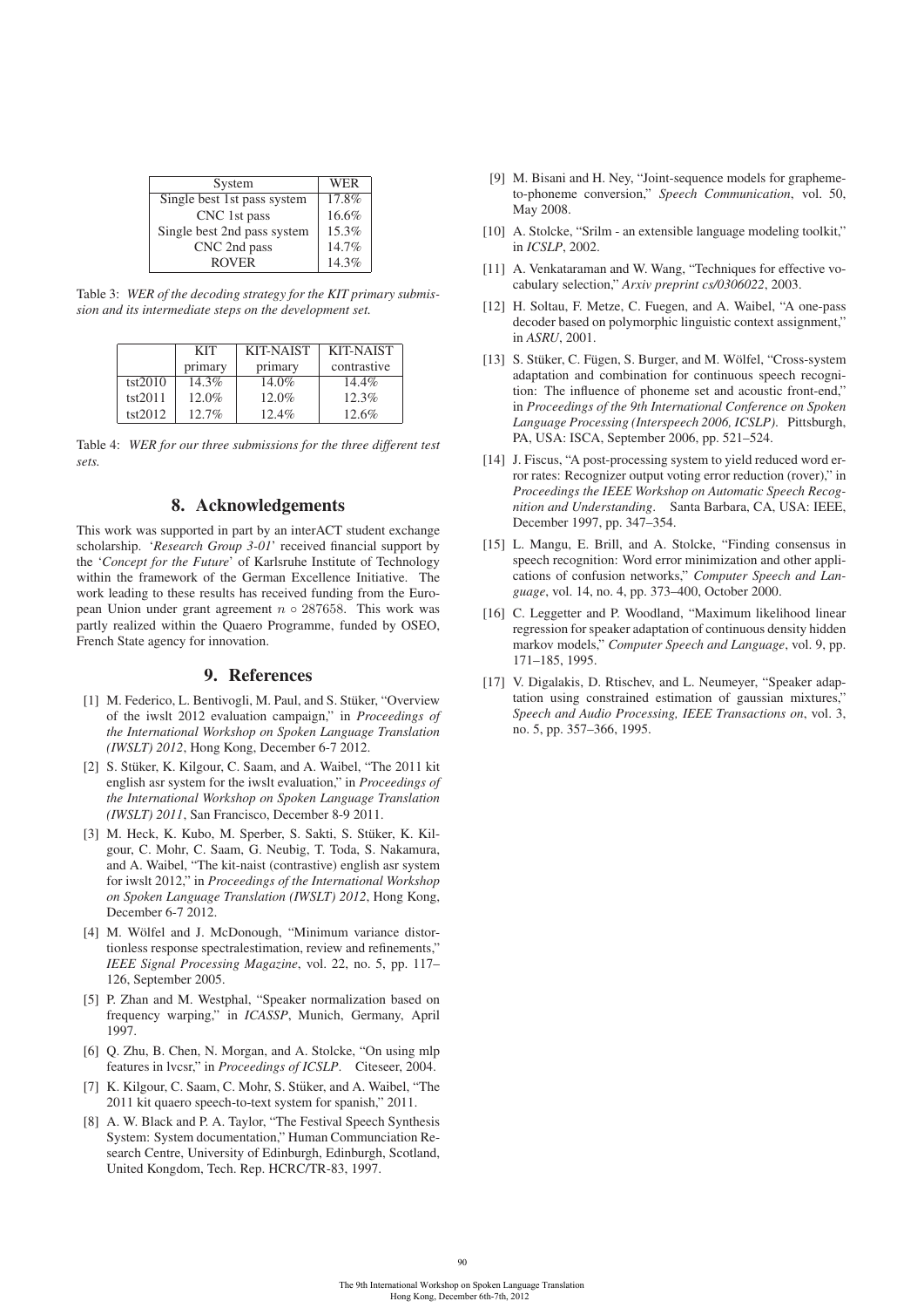| System | WER |
|---|---|
| Single best 1st pass system | 17.8% |
| CNC 1st pass | 16.6% |
| Single best 2nd pass system | 15.3% |
| CNC 2nd pass | 14.7% |
| ROVER | 14.3% |

Table 3: *WER of the decoding strategy for the KIT primary submission and its intermediate steps on the development set.*

| | KIT primary | KIT-NAIST primary | KIT-NAIST contrastive |
|---|---|---|---|
| tst2010 | 14.3% | 14.0% | 14.4% |
| tst2011 | 12.0% | 12.0% | 12.3% |
| tst2012 | 12.7% | 12.4% | 12.6% |

Table 4: *WER for our three submissions for the three different test sets.*

## 8. Acknowledgements

This work was supported in part by an interACT student exchange scholarship. '*Research Group 3-01*' received financial support by the '*Concept for the Future*' of Karlsruhe Institute of Technology within the framework of the German Excellence Initiative. The work leading to these results has received funding from the European Union under grant agreement $n \circ 287658$. This work was partly realized within the Quaero Programme, funded by OSEO, French State agency for innovation.

## 9. References

[1] M. Federico, L. Bentivogli, M. Paul, and S. Stüker, "Overview of the iwslt 2012 evaluation campaign," in *Proceedings of the International Workshop on Spoken Language Translation (IWSLT) 2012*, Hong Kong, December 6-7 2012.

[2] S. Stüker, K. Kilgour, C. Saam, and A. Waibel, "The 2011 kit english asr system for the iwslt evaluation," in *Proceedings of the International Workshop on Spoken Language Translation (IWSLT) 2011*, San Francisco, December 8-9 2011.

[3] M. Heck, K. Kubo, M. Sperber, S. Sakti, S. Stüker, K. Kilgour, C. Mohr, C. Saam, G. Neubig, T. Toda, S. Nakamura, and A. Waibel, "The kit-naist (contrastive) english asr system for iwslt 2012," in *Proceedings of the International Workshop on Spoken Language Translation (IWSLT) 2012*, Hong Kong, December 6-7 2012.

[4] M. Wölfel and J. McDonough, "Minimum variance distortionless response spectralestimation, review and refinements," *IEEE Signal Processing Magazine*, vol. 22, no. 5, pp. 117–126, September 2005.

[5] P. Zhan and M. Westphal, "Speaker normalization based on frequency warping," in *ICASSP*, Munich, Germany, April 1997.

[6] Q. Zhu, B. Chen, N. Morgan, and A. Stolcke, "On using mlp features in lvcsr," in *Proceedings of ICSLP*. Citeseer, 2004.

[7] K. Kilgour, C. Saam, C. Mohr, S. Stüker, and A. Waibel, "The 2011 kit quaero speech-to-text system for spanish," 2011.

[8] A. W. Black and P. A. Taylor, "The Festival Speech Synthesis System: System documentation," Human Communciation Research Centre, University of Edinburgh, Edinburgh, Scotland, United Kongdom, Tech. Rep. HCRC/TR-83, 1997.

[9] M. Bisani and H. Ney, "Joint-sequence models for grapheme-to-phoneme conversion," *Speech Communication*, vol. 50, May 2008.

[10] A. Stolcke, "Srilm - an extensible language modeling toolkit," in *ICSLP*, 2002.

[11] A. Venkataraman and W. Wang, "Techniques for effective vocabulary selection," *Arxiv preprint cs/0306022*, 2003.

[12] H. Soltau, F. Metze, C. Fuegen, and A. Waibel, "A one-pass decoder based on polymorphic linguistic context assignment," in *ASRU*, 2001.

[13] S. Stüker, C. Fügen, S. Burger, and M. Wölfel, "Cross-system adaptation and combination for continuous speech recognition: The influence of phoneme set and acoustic front-end," in *Proceedings of the 9th International Conference on Spoken Language Processing (Interspeech 2006, ICSLP)*. Pittsburgh, PA, USA: ISCA, September 2006, pp. 521–524.

[14] J. Fiscus, "A post-processing system to yield reduced word error rates: Recognizer output voting error reduction (rover)," in *Proceedings the IEEE Workshop on Automatic Speech Recognition and Understanding*. Santa Barbara, CA, USA: IEEE, December 1997, pp. 347–354.

[15] L. Mangu, E. Brill, and A. Stolcke, "Finding consensus in speech recognition: Word error minimization and other applications of confusion networks," *Computer Speech and Language*, vol. 14, no. 4, pp. 373–400, October 2000.

[16] C. Leggetter and P. Woodland, "Maximum likelihood linear regression for speaker adaptation of continuous density hidden markov models," *Computer Speech and Language*, vol. 9, pp. 171–185, 1995.

[17] V. Digalakis, D. Rtischev, and L. Neumeyer, "Speaker adaptation using constrained estimation of gaussian mixtures," *Speech and Audio Processing, IEEE Transactions on*, vol. 3, no. 5, pp. 357–366, 1995.